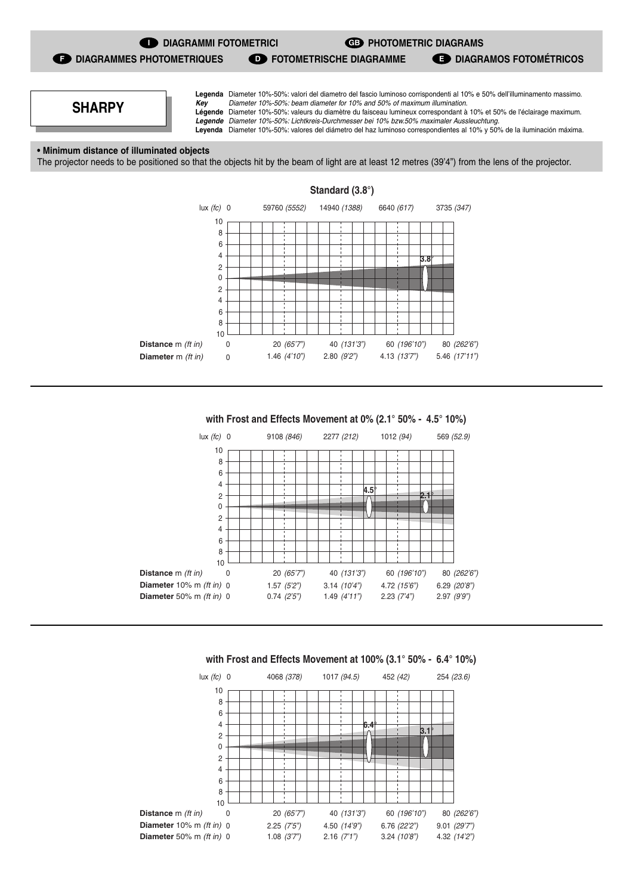**I** DIAGRAMMI FOTOMETRICI **GB** PHOTOMETRIC DIAGRAMS
**F** DIAGRAMMES PHOTOMETRIQUES **D** FOTOMETRISCHE DIAGRAMME **E** DIAGRAMOS FOTOMÉTRICOS

# SHARPY

**Legenda** Diameter 10%-50%: valori del diametro del fascio luminoso corrispondenti al 10% e 50% dell'illuminamento massimo.
***Key*** *Diameter 10%-50%: beam diameter for 10% and 50% of maximum illumination.*
**Légende** Diameter 10%-50%: valeurs du diamètre du faisceau lumineux correspondant à 10% et 50% de l'éclairage maximum.
***Legende*** *Diameter 10%-50%: Lichtkreis-Durchmesser bei 10% bzw.50% maximaler Aussleuchtung.*
**Leyenda** Diameter 10%-50%: valores del diámetro del haz luminoso correspondientes al 10% y 50% de la iluminación máxima.

**• Minimum distance of illuminated objects**
The projector needs to be positioned so that the objects hit by the beam of light are at least 12 metres (39'4") from the lens of the projector.

## Standard (3.8°)

| | | | | | |
|---|---|---|---|---|---|
| lux *(fc)* | 0 | 59760 *(5552)* | 14940 *(1388)* | 6640 *(617)* | 3735 *(347)* |
| **Distance** m *(ft in)* | 0 | 20 *(65'7")* | 40 *(131'3")* | 60 *(196'10")* | 80 *(262'6")* |
| **Diameter** m *(ft in)* | 0 | 1.46 *(4'10")* | 2.80 *(9'2")* | 4.13 *(13'7")* | 5.46 *(17'11")* |

## with Frost and Effects Movement at 0% (2.1° 50% - 4.5° 10%)

| | | | | | |
|---|---|---|---|---|---|
| lux *(fc)* | 0 | 9108 *(846)* | 2277 *(212)* | 1012 *(94)* | 569 *(52.9)* |
| **Distance** m *(ft in)* | 0 | 20 *(65'7")* | 40 *(131'3")* | 60 *(196'10")* | 80 *(262'6")* |
| **Diameter** 10% m *(ft in)* | 0 | 1.57 *(5'2")* | 3.14 *(10'4")* | 4.72 *(15'6")* | 6.29 *(20'8")* |
| **Diameter** 50% m *(ft in)* | 0 | 0.74 *(2'5")* | 1.49 *(4'11")* | 2.23 *(7'4")* | 2.97 *(9'9")* |

## with Frost and Effects Movement at 100% (3.1° 50% - 6.4° 10%)

| | | | | | |
|---|---|---|---|---|---|
| lux *(fc)* | 0 | 4068 *(378)* | 1017 *(94.5)* | 452 *(42)* | 254 *(23.6)* |
| **Distance** m *(ft in)* | 0 | 20 *(65'7")* | 40 *(131'3")* | 60 *(196'10")* | 80 *(262'6")* |
| **Diameter** 10% m *(ft in)* | 0 | 2.25 *(7'5")* | 4.50 *(14'9")* | 6.76 *(22'2")* | 9.01 *(29'7")* |
| **Diameter** 50% m *(ft in)* | 0 | 1.08 *(3'7")* | 2.16 *(7'1")* | 3.24 *(10'8")* | 4.32 *(14'2")* |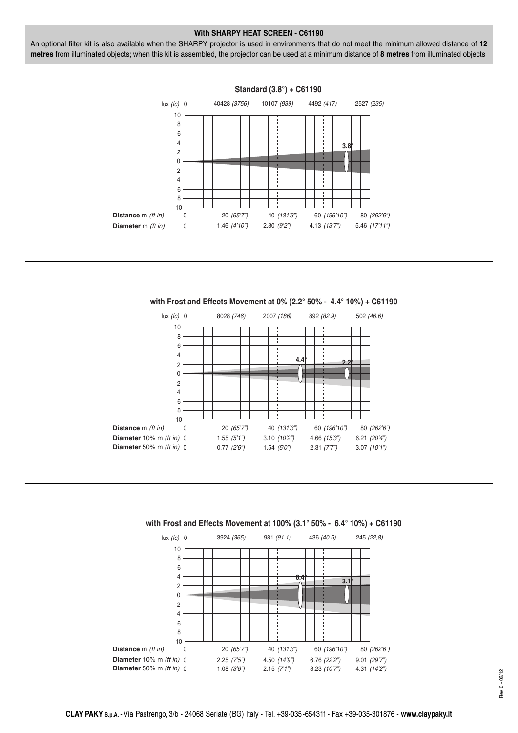**With SHARPY HEAT SCREEN - C61190**

An optional filter kit is also available when the SHARPY projector is used in environments that do not meet the minimum allowed distance of **12 metres** from illuminated objects; when this kit is assembled, the projector can be used at a minimum distance of **8 metres** from illuminated objects

**Standard (3.8°) + C61190**

lux *(fc)* 0 40428 *(3756)* 10107 *(939)* 4492 *(417)* 2527 *(235)*

10 8 6 4 2 0 2 4 6 8 10

3.8°

**Distance** m *(ft in)* 0 20 *(65'7")* 40 *(131'3")* 60 *(196'10")* 80 *(262'6")*

**Diameter** m *(ft in)* 0 1.46 *(4'10")* 2.80 *(9'2")* 4.13 *(13'7")* 5.46 *(17'11")*

---

**with Frost and Effects Movement at 0% (2.2° 50% - 4.4° 10%) + C61190**

lux *(fc)* 0 8028 *(746)* 2007 *(186)* 892 *(82.9)* 502 *(46.6)*

10 8 6 4 2 0 2 4 6 8 10

4.4° 2.2°

**Distance** m *(ft in)* 0 20 *(65'7")* 40 *(131'3")* 60 *(196'10")* 80 *(262'6")*

**Diameter** 10% m *(ft in)* 0 1.55 *(5'1")* 3.10 *(10'2")* 4.66 *(15'3")* 6.21 *(20'4")*

**Diameter** 50% m *(ft in)* 0 0.77 *(2'6")* 1.54 *(5'0")* 2.31 *(7'7")* 3.07 *(10'1")*

---

**with Frost and Effects Movement at 100% (3.1° 50% - 6.4° 10%) + C61190**

lux *(fc)* 0 3924 *(365)* 981 *(91.1)* 436 *(40.5)* 245 *(22,8)*

10 8 6 4 2 0 2 4 6 8 10

6.4° 3.1°

**Distance** m *(ft in)* 0 20 *(65'7")* 40 *(131'3")* 60 *(196'10")* 80 *(262'6")*

**Diameter** 10% m *(ft in)* 0 2.25 *(7'5")* 4.50 *(14'9")* 6.76 *(22'2")* 9.01 *(29'7")*

**Diameter** 50% m *(ft in)* 0 1.08 *(3'6")* 2.15 *(7'1")* 3.23 *(10'7")* 4.31 *(14'2")*

Rev. 0 - 02/12

**CLAY PAKY S.p.A.** - Via Pastrengo, 3/b - 24068 Seriate (BG) Italy - Tel. +39-035-654311 - Fax +39-035-301876 - **www.claypaky.it**